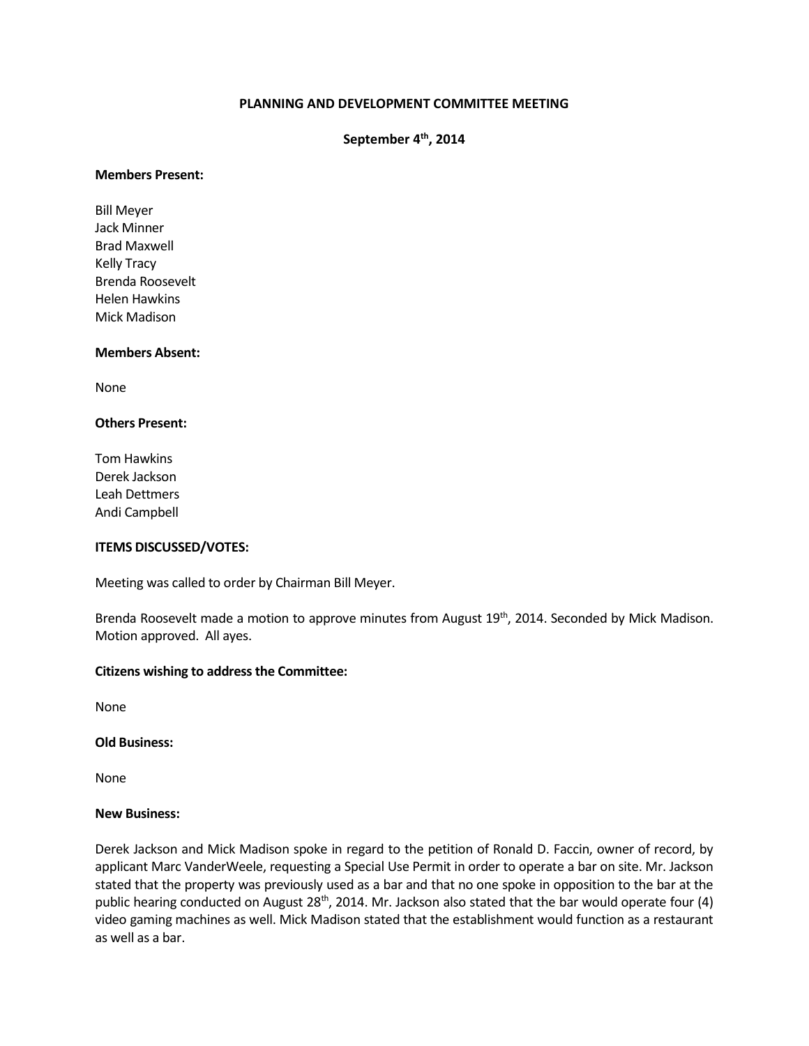# PLANNING AND DEVELOPMENT COMMITTEE MEETING

## September 4th, 2014

**Members Present:**

Bill Meyer
Jack Minner
Brad Maxwell
Kelly Tracy
Brenda Roosevelt
Helen Hawkins
Mick Madison

**Members Absent:**

None

**Others Present:**

Tom Hawkins
Derek Jackson
Leah Dettmers
Andi Campbell

**ITEMS DISCUSSED/VOTES:**

Meeting was called to order by Chairman Bill Meyer.

Brenda Roosevelt made a motion to approve minutes from August 19th, 2014. Seconded by Mick Madison. Motion approved. All ayes.

**Citizens wishing to address the Committee:**

None

**Old Business:**

None

**New Business:**

Derek Jackson and Mick Madison spoke in regard to the petition of Ronald D. Faccin, owner of record, by applicant Marc VanderWeele, requesting a Special Use Permit in order to operate a bar on site. Mr. Jackson stated that the property was previously used as a bar and that no one spoke in opposition to the bar at the public hearing conducted on August 28th, 2014. Mr. Jackson also stated that the bar would operate four (4) video gaming machines as well. Mick Madison stated that the establishment would function as a restaurant as well as a bar.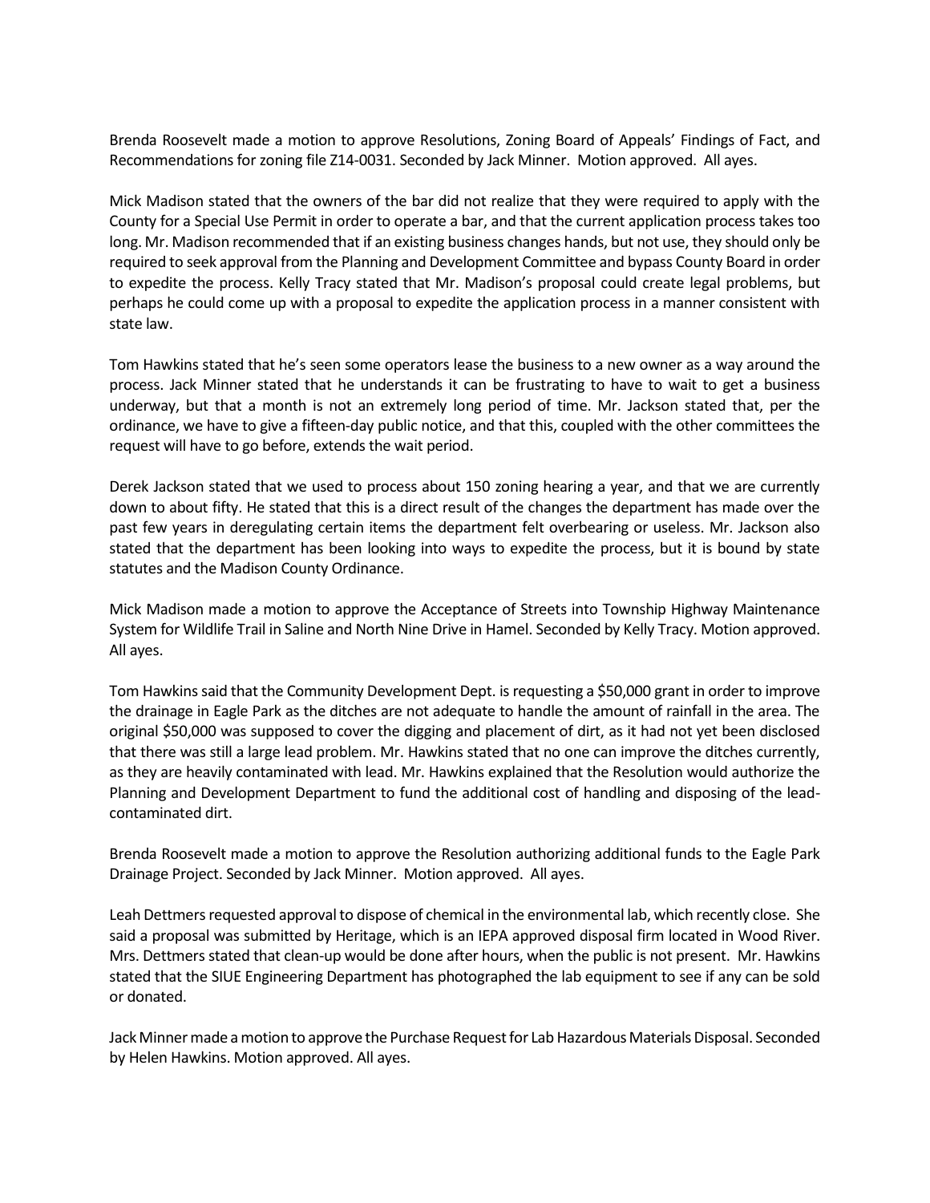Brenda Roosevelt made a motion to approve Resolutions, Zoning Board of Appeals' Findings of Fact, and Recommendations for zoning file Z14-0031. Seconded by Jack Minner. Motion approved. All ayes.

Mick Madison stated that the owners of the bar did not realize that they were required to apply with the County for a Special Use Permit in order to operate a bar, and that the current application process takes too long. Mr. Madison recommended that if an existing business changes hands, but not use, they should only be required to seek approval from the Planning and Development Committee and bypass County Board in order to expedite the process. Kelly Tracy stated that Mr. Madison's proposal could create legal problems, but perhaps he could come up with a proposal to expedite the application process in a manner consistent with state law.

Tom Hawkins stated that he's seen some operators lease the business to a new owner as a way around the process. Jack Minner stated that he understands it can be frustrating to have to wait to get a business underway, but that a month is not an extremely long period of time. Mr. Jackson stated that, per the ordinance, we have to give a fifteen-day public notice, and that this, coupled with the other committees the request will have to go before, extends the wait period.

Derek Jackson stated that we used to process about 150 zoning hearing a year, and that we are currently down to about fifty. He stated that this is a direct result of the changes the department has made over the past few years in deregulating certain items the department felt overbearing or useless. Mr. Jackson also stated that the department has been looking into ways to expedite the process, but it is bound by state statutes and the Madison County Ordinance.

Mick Madison made a motion to approve the Acceptance of Streets into Township Highway Maintenance System for Wildlife Trail in Saline and North Nine Drive in Hamel. Seconded by Kelly Tracy. Motion approved. All ayes.

Tom Hawkins said that the Community Development Dept. is requesting a $50,000 grant in order to improve the drainage in Eagle Park as the ditches are not adequate to handle the amount of rainfall in the area. The original $50,000 was supposed to cover the digging and placement of dirt, as it had not yet been disclosed that there was still a large lead problem. Mr. Hawkins stated that no one can improve the ditches currently, as they are heavily contaminated with lead. Mr. Hawkins explained that the Resolution would authorize the Planning and Development Department to fund the additional cost of handling and disposing of the lead-contaminated dirt.

Brenda Roosevelt made a motion to approve the Resolution authorizing additional funds to the Eagle Park Drainage Project. Seconded by Jack Minner. Motion approved. All ayes.

Leah Dettmers requested approval to dispose of chemical in the environmental lab, which recently close. She said a proposal was submitted by Heritage, which is an IEPA approved disposal firm located in Wood River. Mrs. Dettmers stated that clean-up would be done after hours, when the public is not present. Mr. Hawkins stated that the SIUE Engineering Department has photographed the lab equipment to see if any can be sold or donated.

Jack Minner made a motion to approve the Purchase Request for Lab Hazardous Materials Disposal. Seconded by Helen Hawkins. Motion approved. All ayes.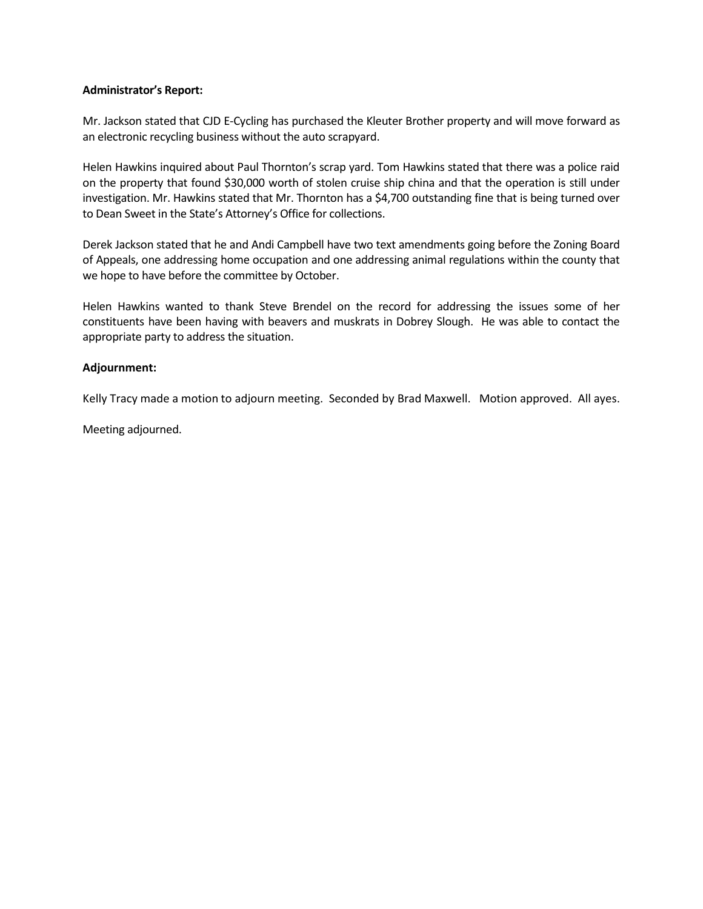**Administrator's Report:**

Mr. Jackson stated that CJD E-Cycling has purchased the Kleuter Brother property and will move forward as an electronic recycling business without the auto scrapyard.

Helen Hawkins inquired about Paul Thornton's scrap yard. Tom Hawkins stated that there was a police raid on the property that found $30,000 worth of stolen cruise ship china and that the operation is still under investigation. Mr. Hawkins stated that Mr. Thornton has a $4,700 outstanding fine that is being turned over to Dean Sweet in the State's Attorney's Office for collections.

Derek Jackson stated that he and Andi Campbell have two text amendments going before the Zoning Board of Appeals, one addressing home occupation and one addressing animal regulations within the county that we hope to have before the committee by October.

Helen Hawkins wanted to thank Steve Brendel on the record for addressing the issues some of her constituents have been having with beavers and muskrats in Dobrey Slough. He was able to contact the appropriate party to address the situation.

**Adjournment:**

Kelly Tracy made a motion to adjourn meeting. Seconded by Brad Maxwell. Motion approved. All ayes.

Meeting adjourned.